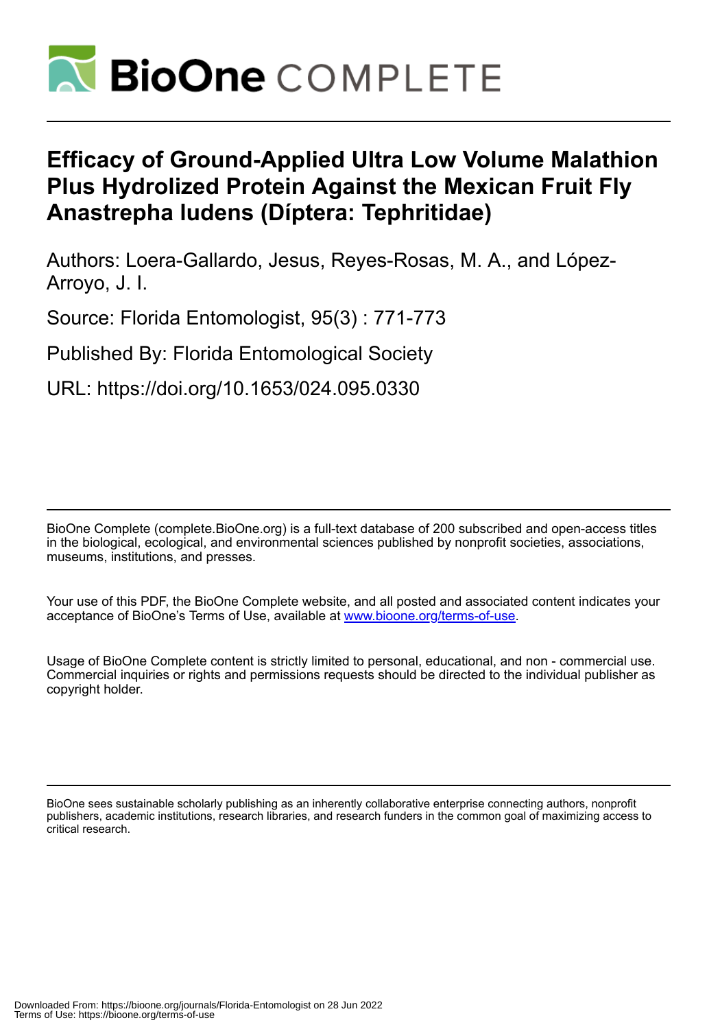# Efficacy of Ground-Applied Ultra Low Volume Malathion Plus Hydrolized Protein Against the Mexican Fruit Fly Anastrepha ludens (Díptera: Tephritidae)

Authors: Loera-Gallardo, Jesus, Reyes-Rosas, M. A., and López-Arroyo, J. I.

Source: Florida Entomologist, 95(3) : 771-773

Published By: Florida Entomological Society

URL: https://doi.org/10.1653/024.095.0330

BioOne Complete (complete.BioOne.org) is a full-text database of 200 subscribed and open-access titles in the biological, ecological, and environmental sciences published by nonprofit societies, associations, museums, institutions, and presses.

Your use of this PDF, the BioOne Complete website, and all posted and associated content indicates your acceptance of BioOne's Terms of Use, available at www.bioone.org/terms-of-use.

Usage of BioOne Complete content is strictly limited to personal, educational, and non - commercial use. Commercial inquiries or rights and permissions requests should be directed to the individual publisher as copyright holder.

BioOne sees sustainable scholarly publishing as an inherently collaborative enterprise connecting authors, nonprofit publishers, academic institutions, research libraries, and research funders in the common goal of maximizing access to critical research.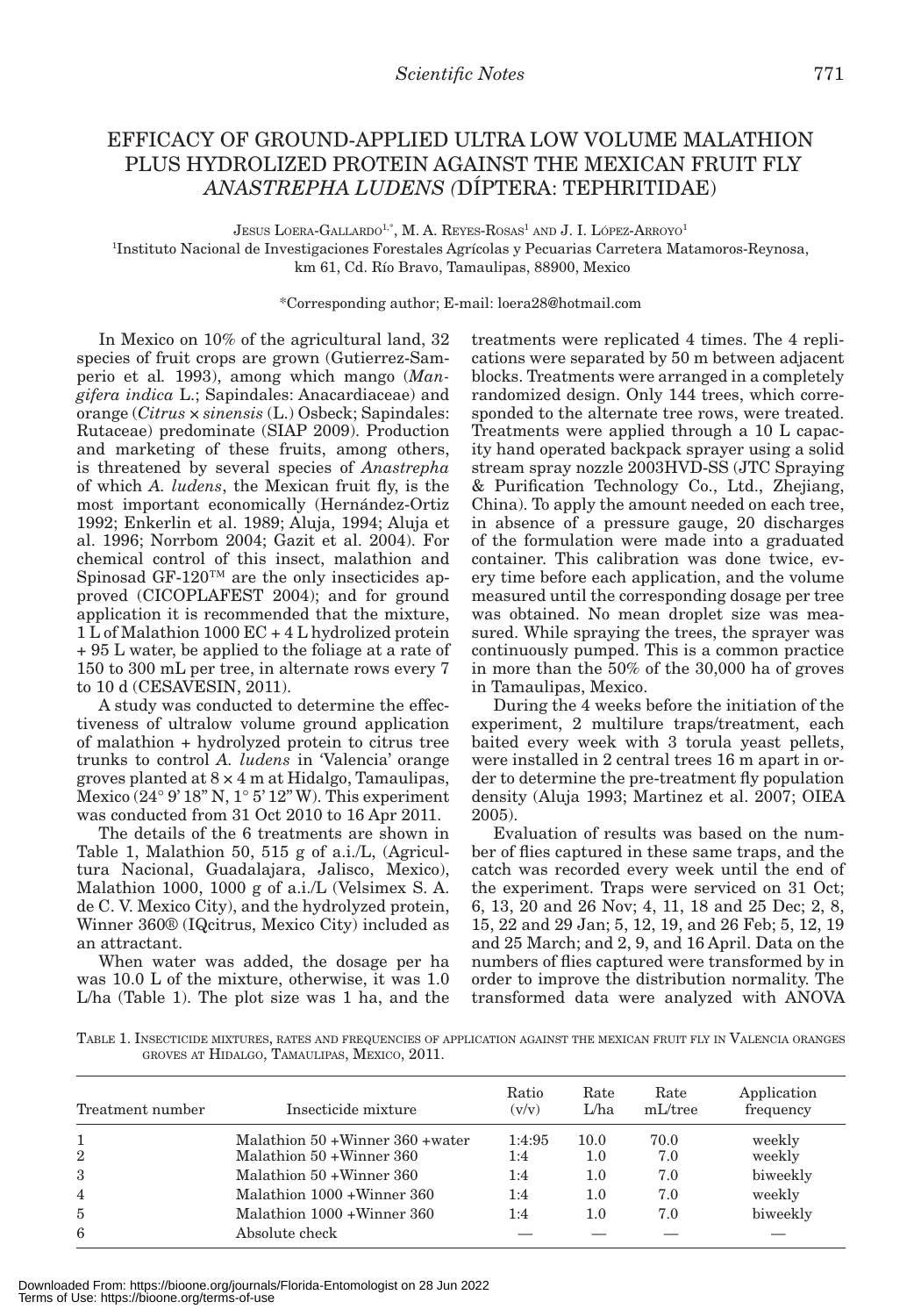# EFFICACY OF GROUND-APPLIED ULTRA LOW VOLUME MALATHION PLUS HYDROLIZED PROTEIN AGAINST THE MEXICAN FRUIT FLY *ANASTREPHA LUDENS (*DÍPTERA: TEPHRITIDAE)

JESUS LOERA-GALLARDO[1,*], M. A. REYES-ROSAS[1] AND J. I. LÓPEZ-ARROYO[1]

[1]Instituto Nacional de Investigaciones Forestales Agrícolas y Pecuarias Carretera Matamoros-Reynosa, km 61, Cd. Río Bravo, Tamaulipas, 88900, Mexico

*Corresponding author; E-mail: loera28@hotmail.com

In Mexico on 10% of the agricultural land, 32 species of fruit crops are grown (Gutierrez-Samperio et al. 1993), among which mango (*Mangifera indica* L.; Sapindales: Anacardiaceae) and orange (*Citrus* × *sinensis* (L.) Osbeck; Sapindales: Rutaceae) predominate (SIAP 2009). Production and marketing of these fruits, among others, is threatened by several species of *Anastrepha* of which *A. ludens*, the Mexican fruit fly, is the most important economically (Hernández-Ortiz 1992; Enkerlin et al. 1989; Aluja, 1994; Aluja et al. 1996; Norrbom 2004; Gazit et al. 2004). For chemical control of this insect, malathion and Spinosad GF-120™ are the only insecticides approved (CICOPLAFEST 2004); and for ground application it is recommended that the mixture, 1 L of Malathion 1000 EC + 4 L hydrolized protein + 95 L water, be applied to the foliage at a rate of 150 to 300 mL per tree, in alternate rows every 7 to 10 d (CESAVESIN, 2011).

A study was conducted to determine the effectiveness of ultralow volume ground application of malathion + hydrolyzed protein to citrus tree trunks to control *A. ludens* in 'Valencia' orange groves planted at 8 × 4 m at Hidalgo, Tamaulipas, Mexico (24° 9' 18" N, 1° 5' 12" W). This experiment was conducted from 31 Oct 2010 to 16 Apr 2011.

The details of the 6 treatments are shown in Table 1, Malathion 50, 515 g of a.i./L, (Agricultura Nacional, Guadalajara, Jalisco, Mexico), Malathion 1000, 1000 g of a.i./L (Velsimex S. A. de C. V. Mexico City), and the hydrolyzed protein, Winner 360® (IQcitrus, Mexico City) included as an attractant.

When water was added, the dosage per ha was 10.0 L of the mixture, otherwise, it was 1.0 L/ha (Table 1). The plot size was 1 ha, and the treatments were replicated 4 times. The 4 replications were separated by 50 m between adjacent blocks. Treatments were arranged in a completely randomized design. Only 144 trees, which corresponded to the alternate tree rows, were treated. Treatments were applied through a 10 L capacity hand operated backpack sprayer using a solid stream spray nozzle 2003HVD-SS (JTC Spraying & Purification Technology Co., Ltd., Zhejiang, China). To apply the amount needed on each tree, in absence of a pressure gauge, 20 discharges of the formulation were made into a graduated container. This calibration was done twice, every time before each application, and the volume measured until the corresponding dosage per tree was obtained. No mean droplet size was measured. While spraying the trees, the sprayer was continuously pumped. This is a common practice in more than the 50% of the 30,000 ha of groves in Tamaulipas, Mexico.

During the 4 weeks before the initiation of the experiment, 2 multilure traps/treatment, each baited every week with 3 torula yeast pellets, were installed in 2 central trees 16 m apart in order to determine the pre-treatment fly population density (Aluja 1993; Martinez et al. 2007; OIEA 2005).

Evaluation of results was based on the number of flies captured in these same traps, and the catch was recorded every week until the end of the experiment. Traps were serviced on 31 Oct; 6, 13, 20 and 26 Nov; 4, 11, 18 and 25 Dec; 2, 8, 15, 22 and 29 Jan; 5, 12, 19, and 26 Feb; 5, 12, 19 and 25 March; and 2, 9, and 16 April. Data on the numbers of flies captured were transformed by in order to improve the distribution normality. The transformed data were analyzed with ANOVA

TABLE 1. INSECTICIDE MIXTURES, RATES AND FREQUENCIES OF APPLICATION AGAINST THE MEXICAN FRUIT FLY IN VALENCIA ORANGES GROVES AT HIDALGO, TAMAULIPAS, MEXICO, 2011.

| Treatment number | Insecticide mixture | Ratio (v/v) | Rate L/ha | Rate mL/tree | Application frequency |
|---|---|---|---|---|---|
| 1 | Malathion 50 +Winner 360 +water | 1:4:95 | 10.0 | 70.0 | weekly |
| 2 | Malathion 50 +Winner 360 | 1:4 | 1.0 | 7.0 | weekly |
| 3 | Malathion 50 +Winner 360 | 1:4 | 1.0 | 7.0 | biweekly |
| 4 | Malathion 1000 +Winner 360 | 1:4 | 1.0 | 7.0 | weekly |
| 5 | Malathion 1000 +Winner 360 | 1:4 | 1.0 | 7.0 | biweekly |
| 6 | Absolute check | — | — | — | — |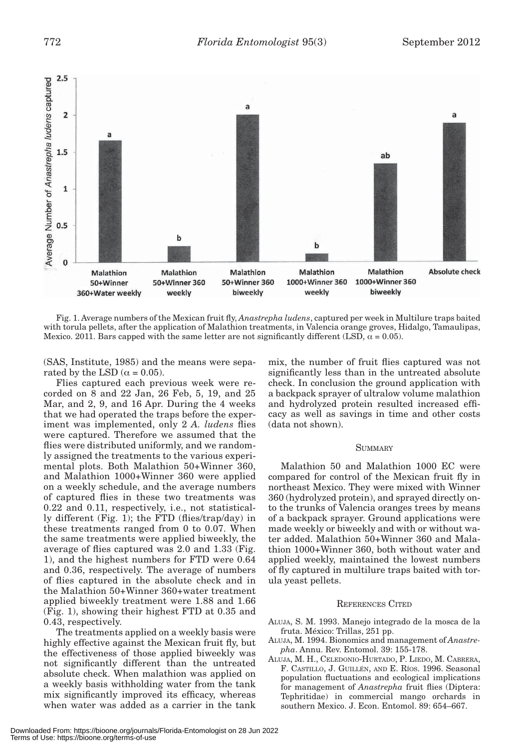Fig. 1. Average numbers of the Mexican fruit fly, *Anastrepha ludens*, captured per week in Multilure traps baited with torula pellets, after the application of Malathion treatments, in Valencia orange groves, Hidalgo, Tamaulipas, Mexico. 2011. Bars capped with the same letter are not significantly different (LSD, $\alpha = 0.05$).

(SAS, Institute, 1985) and the means were separated by the LSD ($\alpha = 0.05$).

Flies captured each previous week were recorded on 8 and 22 Jan, 26 Feb, 5, 19, and 25 Mar, and 2, 9, and 16 Apr. During the 4 weeks that we had operated the traps before the experiment was implemented, only 2 *A. ludens* flies were captured. Therefore we assumed that the flies were distributed uniformly, and we randomly assigned the treatments to the various experimental plots. Both Malathion 50+Winner 360, and Malathion 1000+Winner 360 were applied on a weekly schedule, and the average numbers of captured flies in these two treatments was 0.22 and 0.11, respectively, i.e., not statistically different (Fig. 1); the FTD (flies/trap/day) in these treatments ranged from 0 to 0.07. When the same treatments were applied biweekly, the average of flies captured was 2.0 and 1.33 (Fig. 1), and the highest numbers for FTD were 0.64 and 0.36, respectively. The average of numbers of flies captured in the absolute check and in the Malathion 50+Winner 360+water treatment applied biweekly treatment were 1.88 and 1.66 (Fig. 1), showing their highest FTD at 0.35 and 0.43, respectively.

The treatments applied on a weekly basis were highly effective against the Mexican fruit fly, but the effectiveness of those applied biweekly was not significantly different than the untreated absolute check. When malathion was applied on a weekly basis withholding water from the tank mix significantly improved its efficacy, whereas when water was added as a carrier in the tank mix, the number of fruit flies captured was not significantly less than in the untreated absolute check. In conclusion the ground application with a backpack sprayer of ultralow volume malathion and hydrolyzed protein resulted increased efficacy as well as savings in time and other costs (data not shown).

## Summary

Malathion 50 and Malathion 1000 EC were compared for control of the Mexican fruit fly in northeast Mexico. They were mixed with Winner 360 (hydrolyzed protein), and sprayed directly onto the trunks of Valencia oranges trees by means of a backpack sprayer. Ground applications were made weekly or biweekly and with or without water added. Malathion 50+Winner 360 and Malathion 1000+Winner 360, both without water and applied weekly, maintained the lowest numbers of fly captured in multilure traps baited with torula yeast pellets.

## References Cited

Aluja, S. M. 1993. Manejo integrado de la mosca de la fruta. México: Trillas, 251 pp.

Aluja, M. 1994. Bionomics and management of *Anastrepha*. Annu. Rev. Entomol. 39: 155-178.

Aluja, M. H., Celedonio-Hurtado, P. Liedo, M. Cabrera, F. Castillo, J. Guillén, and E. Ríos. 1996. Seasonal population fluctuations and ecological implications for management of *Anastrepha* fruit flies (Diptera: Tephritidae) in commercial mango orchards in southern Mexico. J. Econ. Entomol. 89: 654–667.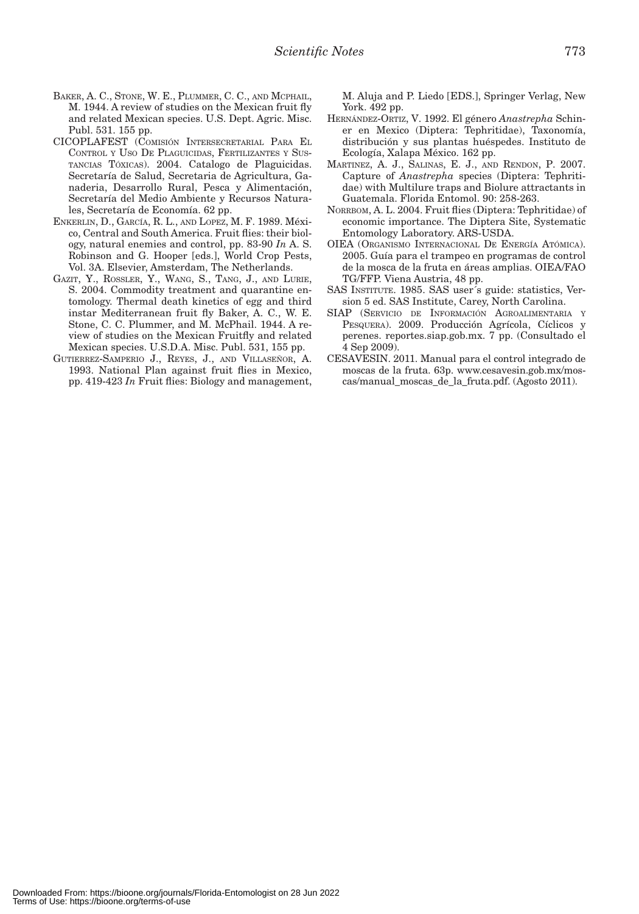BAKER, A. C., STONE, W. E., PLUMMER, C. C., AND MCPHAIL, M. 1944. A review of studies on the Mexican fruit fly and related Mexican species. U.S. Dept. Agric. Misc. Publ. 531. 155 pp.

CICOPLAFEST (COMISIÓN INTERSECRETARIAL PARA EL CONTROL Y USO DE PLAGUICIDAS, FERTILIZANTES Y SUSTANCIAS TÓXICAS). 2004. Catalogo de Plaguicidas. Secretaría de Salud, Secretaria de Agricultura, Ganaderia, Desarrollo Rural, Pesca y Alimentación, Secretaría del Medio Ambiente y Recursos Naturales, Secretaría de Economía. 62 pp.

ENKERLIN, D., GARCÍA, R. L., AND LOPEZ, M. F. 1989. México, Central and South America. Fruit flies: their biology, natural enemies and control, pp. 83-90 *In* A. S. Robinson and G. Hooper [eds.], World Crop Pests, Vol. 3A. Elsevier, Amsterdam, The Netherlands.

GAZIT, Y., ROSSLER, Y., WANG, S., TANG, J., AND LURIE, S. 2004. Commodity treatment and quarantine entomology. Thermal death kinetics of egg and third instar Mediterranean fruit fly Baker, A. C., W. E. Stone, C. C. Plummer, and M. McPhail. 1944. A review of studies on the Mexican Fruitfly and related Mexican species. U.S.D.A. Misc. Publ. 531, 155 pp.

GUTIERREZ-SAMPERIO J., REYES, J., AND VILLASEÑOR, A. 1993. National Plan against fruit flies in Mexico, pp. 419-423 *In* Fruit flies: Biology and management, M. Aluja and P. Liedo [EDS.], Springer Verlag, New York. 492 pp.

HERNÁNDEZ-ORTIZ, V. 1992. El género *Anastrepha* Schiner en Mexico (Diptera: Tephritidae), Taxonomía, distribución y sus plantas huéspedes. Instituto de Ecología, Xalapa México. 162 pp.

MARTINEZ, A. J., SALINAS, E. J., AND RENDON, P. 2007. Capture of *Anastrepha* species (Diptera: Tephritidae) with Multilure traps and Biolure attractants in Guatemala. Florida Entomol. 90: 258-263.

NORRBOM, A. L. 2004. Fruit flies (Diptera: Tephritidae) of economic importance. The Diptera Site, Systematic Entomology Laboratory. ARS-USDA.

OIEA (ORGANISMO INTERNACIONAL DE ENERGÍA ATÓMICA). 2005. Guía para el trampeo en programas de control de la mosca de la fruta en áreas amplias. OIEA/FAO TG/FFP. Viena Austria, 48 pp.

SAS INSTITUTE. 1985. SAS user´s guide: statistics, Version 5 ed. SAS Institute, Carey, North Carolina.

SIAP (SERVICIO DE INFORMACIÓN AGROALIMENTARIA Y PESQUERA). 2009. Producción Agrícola, Cíclicos y perenes. reportes.siap.gob.mx. 7 pp. (Consultado el 4 Sep 2009).

CESAVESIN. 2011. Manual para el control integrado de moscas de la fruta. 63p. www.cesavesin.gob.mx/moscas/manual_moscas_de_la_fruta.pdf. (Agosto 2011).